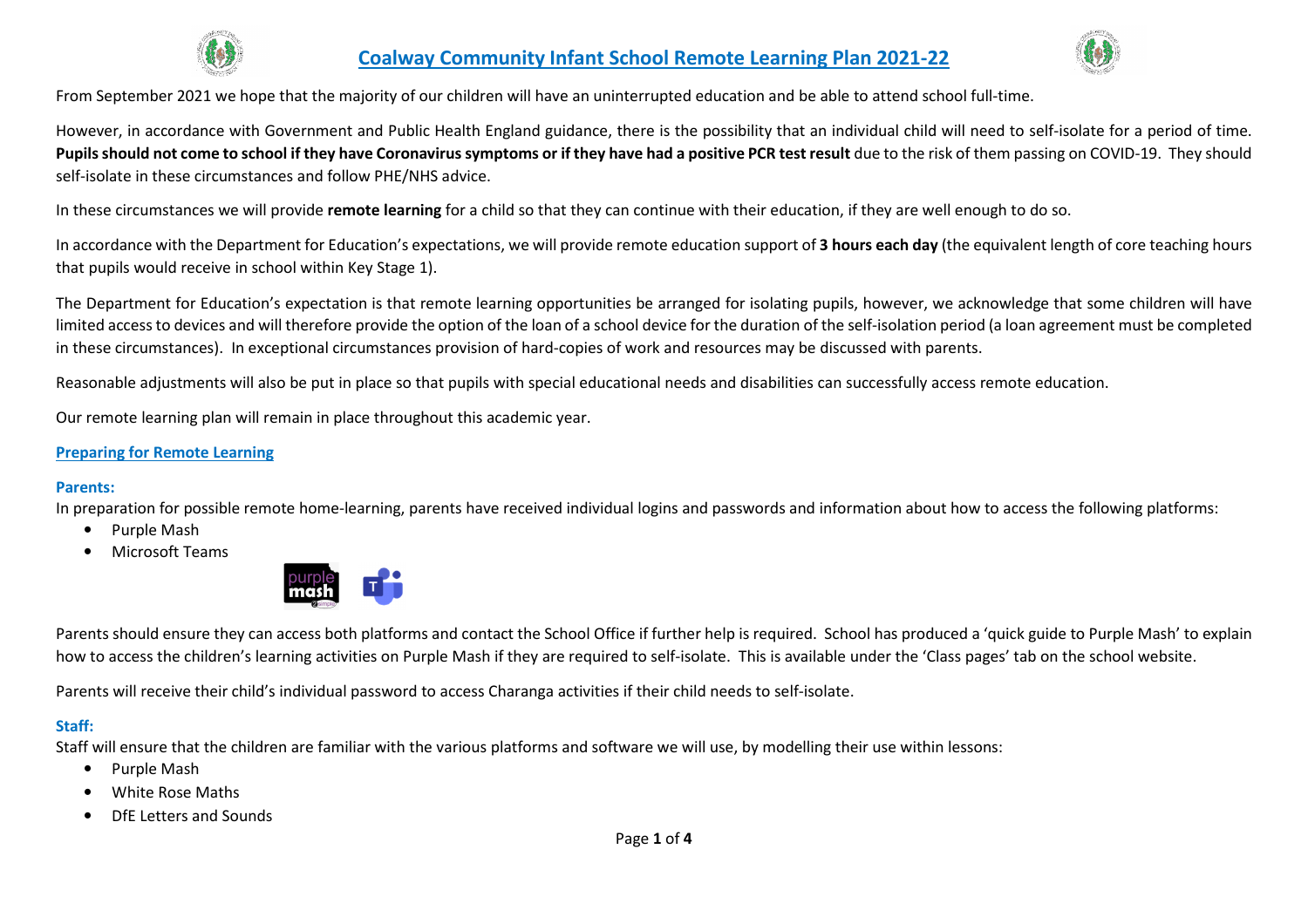# Coalway Community Infant School Remote Learning Plan 2021-22

From September 2021 we hope that the majority of our children will have an uninterrupted education and be able to attend school full-time.

However, in accordance with Government and Public Health England guidance, there is the possibility that an individual child will need to self-isolate for a period of time. **Pupils should not come to school if they have Coronavirus symptoms or if they have had a positive PCR test result** due to the risk of them passing on COVID-19. They should self-isolate in these circumstances and follow PHE/NHS advice.

In these circumstances we will provide **remote learning** for a child so that they can continue with their education, if they are well enough to do so.

In accordance with the Department for Education's expectations, we will provide remote education support of **3 hours each day** (the equivalent length of core teaching hours that pupils would receive in school within Key Stage 1).

The Department for Education's expectation is that remote learning opportunities be arranged for isolating pupils, however, we acknowledge that some children will have limited access to devices and will therefore provide the option of the loan of a school device for the duration of the self-isolation period (a loan agreement must be completed in these circumstances). In exceptional circumstances provision of hard-copies of work and resources may be discussed with parents.

Reasonable adjustments will also be put in place so that pupils with special educational needs and disabilities can successfully access remote education.

Our remote learning plan will remain in place throughout this academic year.

## Preparing for Remote Learning

### Parents:

In preparation for possible remote home-learning, parents have received individual logins and passwords and information about how to access the following platforms:

- Purple Mash
- Microsoft Teams

Parents should ensure they can access both platforms and contact the School Office if further help is required. School has produced a 'quick guide to Purple Mash' to explain how to access the children's learning activities on Purple Mash if they are required to self-isolate. This is available under the 'Class pages' tab on the school website.

Parents will receive their child's individual password to access Charanga activities if their child needs to self-isolate.

### Staff:

Staff will ensure that the children are familiar with the various platforms and software we will use, by modelling their use within lessons:

- Purple Mash
- White Rose Maths
- DfE Letters and Sounds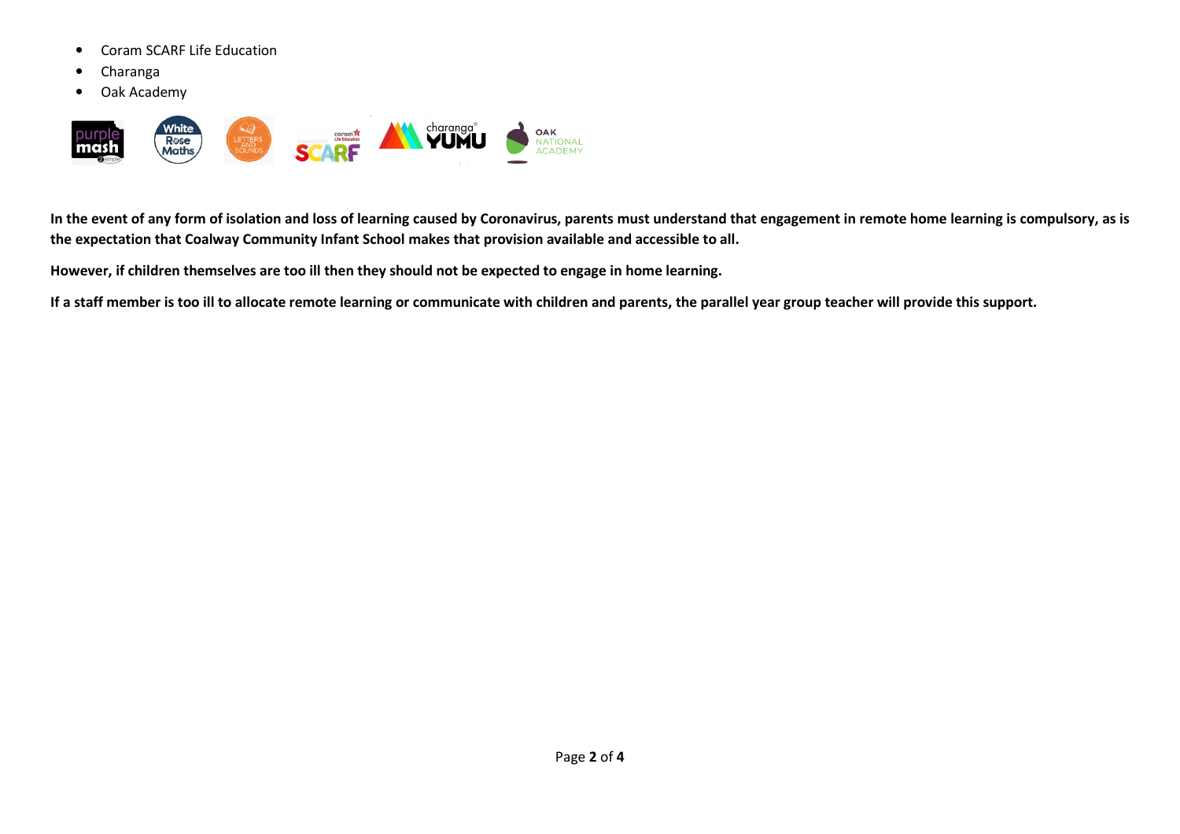- Coram SCARF Life Education
- Charanga
- Oak Academy

**In the event of any form of isolation and loss of learning caused by Coronavirus, parents must understand that engagement in remote home learning is compulsory, as is the expectation that Coalway Community Infant School makes that provision available and accessible to all.**

**However, if children themselves are too ill then they should not be expected to engage in home learning.**

**If a staff member is too ill to allocate remote learning or communicate with children and parents, the parallel year group teacher will provide this support.**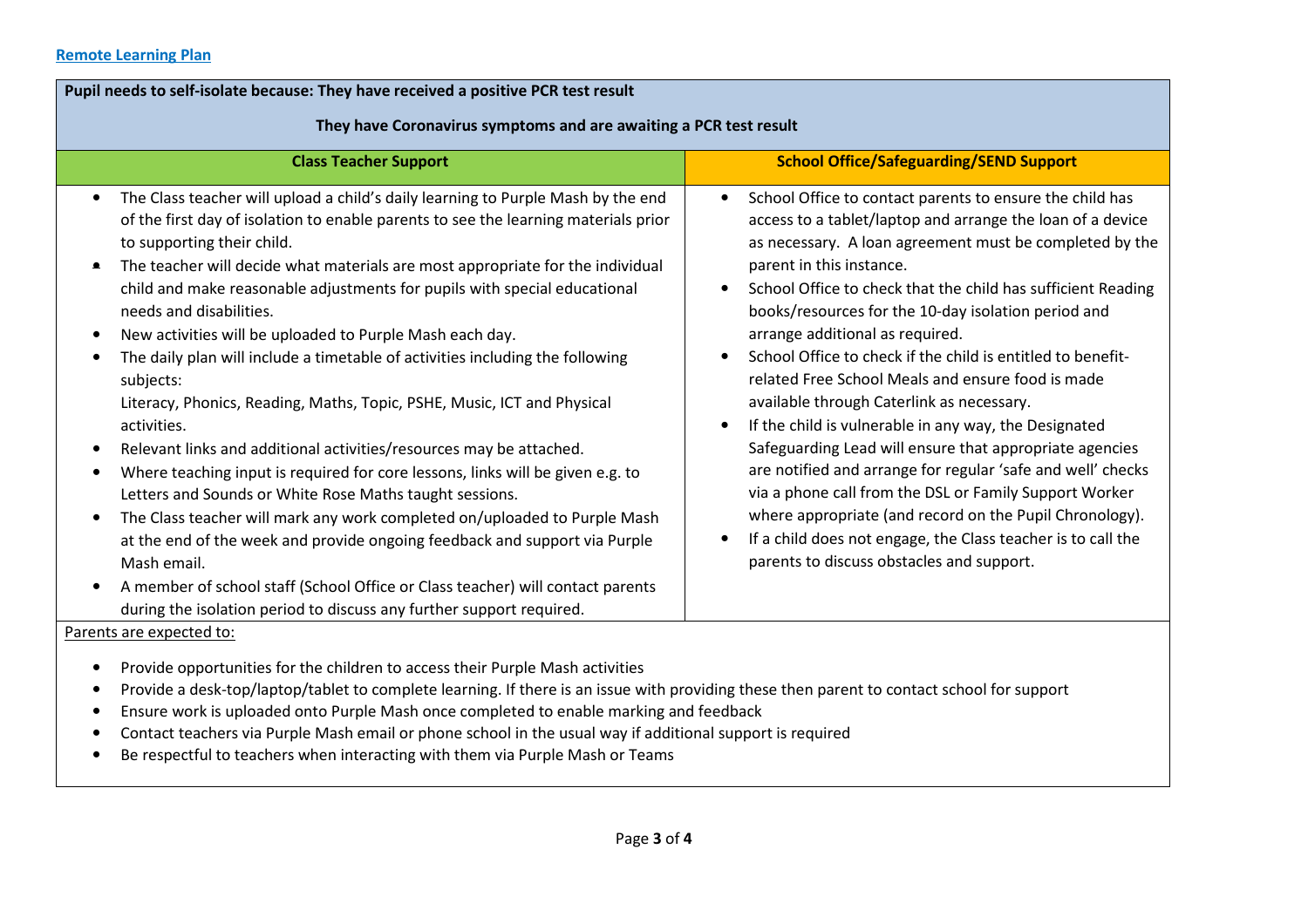**Remote Learning Plan**

**Pupil needs to self-isolate because: They have received a positive PCR test result**

**They have Coronavirus symptoms and are awaiting a PCR test result**

| **Class Teacher Support** | **School Office/Safeguarding/SEND Support** |
|---|---|
| • The Class teacher will upload a child's daily learning to Purple Mash by the end of the first day of isolation to enable parents to see the learning materials prior to supporting their child.<br>• The teacher will decide what materials are most appropriate for the individual child and make reasonable adjustments for pupils with special educational needs and disabilities.<br>• New activities will be uploaded to Purple Mash each day.<br>• The daily plan will include a timetable of activities including the following subjects:<br>Literacy, Phonics, Reading, Maths, Topic, PSHE, Music, ICT and Physical activities.<br>• Relevant links and additional activities/resources may be attached.<br>• Where teaching input is required for core lessons, links will be given e.g. to Letters and Sounds or White Rose Maths taught sessions.<br>• The Class teacher will mark any work completed on/uploaded to Purple Mash at the end of the week and provide ongoing feedback and support via Purple Mash email.<br>• A member of school staff (School Office or Class teacher) will contact parents during the isolation period to discuss any further support required. | • School Office to contact parents to ensure the child has access to a tablet/laptop and arrange the loan of a device as necessary. A loan agreement must be completed by the parent in this instance.<br>• School Office to check that the child has sufficient Reading books/resources for the 10-day isolation period and arrange additional as required.<br>• School Office to check if the child is entitled to benefit-related Free School Meals and ensure food is made available through Caterlink as necessary.<br>• If the child is vulnerable in any way, the Designated Safeguarding Lead will ensure that appropriate agencies are notified and arrange for regular 'safe and well' checks via a phone call from the DSL or Family Support Worker where appropriate (and record on the Pupil Chronology).<br>• If a child does not engage, the Class teacher is to call the parents to discuss obstacles and support. |

Parents are expected to:

- Provide opportunities for the children to access their Purple Mash activities
- Provide a desk-top/laptop/tablet to complete learning. If there is an issue with providing these then parent to contact school for support
- Ensure work is uploaded onto Purple Mash once completed to enable marking and feedback
- Contact teachers via Purple Mash email or phone school in the usual way if additional support is required
- Be respectful to teachers when interacting with them via Purple Mash or Teams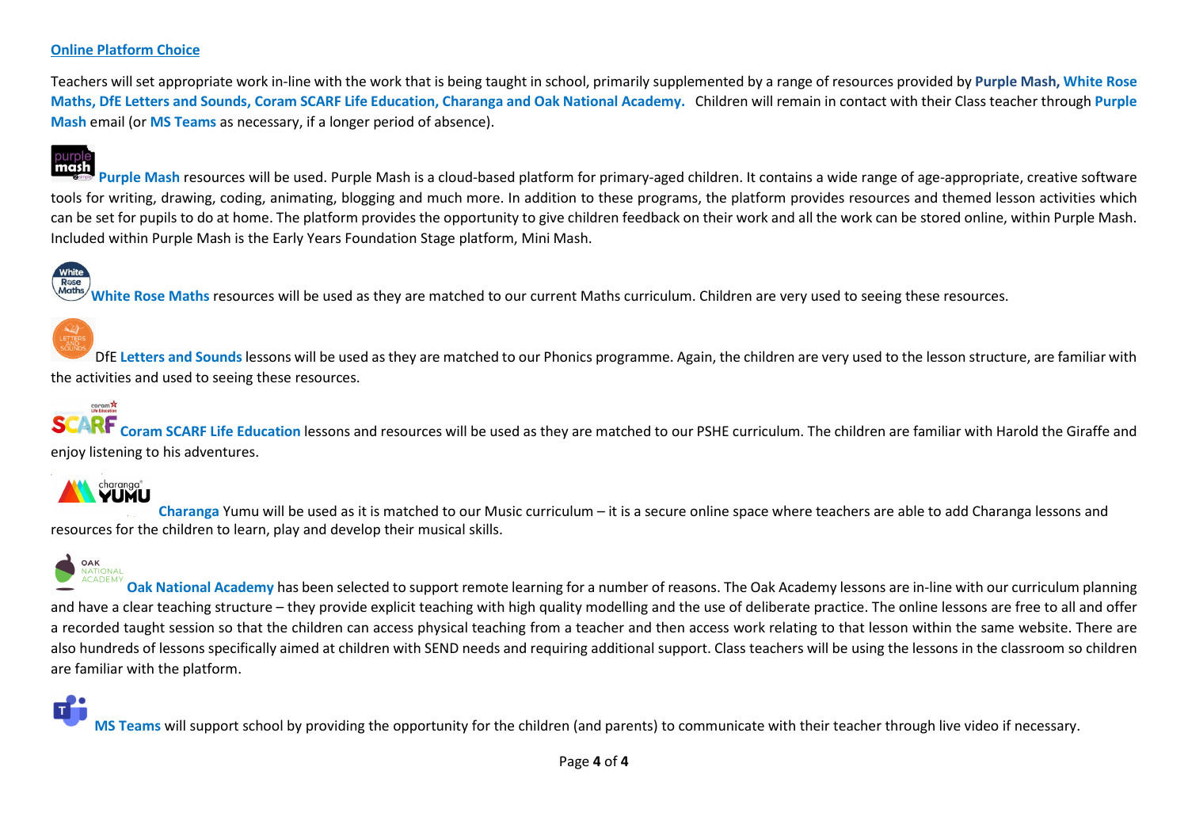## Online Platform Choice

Teachers will set appropriate work in-line with the work that is being taught in school, primarily supplemented by a range of resources provided by **Purple Mash, White Rose Maths, DfE Letters and Sounds, Coram SCARF Life Education, Charanga and Oak National Academy.** Children will remain in contact with their Class teacher through **Purple Mash** email (or **MS Teams** as necessary, if a longer period of absence).

**Purple Mash** resources will be used. Purple Mash is a cloud-based platform for primary-aged children. It contains a wide range of age-appropriate, creative software tools for writing, drawing, coding, animating, blogging and much more. In addition to these programs, the platform provides resources and themed lesson activities which can be set for pupils to do at home. The platform provides the opportunity to give children feedback on their work and all the work can be stored online, within Purple Mash. Included within Purple Mash is the Early Years Foundation Stage platform, Mini Mash.

**White Rose Maths** resources will be used as they are matched to our current Maths curriculum. Children are very used to seeing these resources.

DfE **Letters and Sounds** lessons will be used as they are matched to our Phonics programme. Again, the children are very used to the lesson structure, are familiar with the activities and used to seeing these resources.

**Coram SCARF Life Education** lessons and resources will be used as they are matched to our PSHE curriculum. The children are familiar with Harold the Giraffe and enjoy listening to his adventures.

**Charanga** Yumu will be used as it is matched to our Music curriculum – it is a secure online space where teachers are able to add Charanga lessons and resources for the children to learn, play and develop their musical skills.

**Oak National Academy** has been selected to support remote learning for a number of reasons. The Oak Academy lessons are in-line with our curriculum planning and have a clear teaching structure – they provide explicit teaching with high quality modelling and the use of deliberate practice. The online lessons are free to all and offer a recorded taught session so that the children can access physical teaching from a teacher and then access work relating to that lesson within the same website. There are also hundreds of lessons specifically aimed at children with SEND needs and requiring additional support. Class teachers will be using the lessons in the classroom so children are familiar with the platform.

**MS Teams** will support school by providing the opportunity for the children (and parents) to communicate with their teacher through live video if necessary.